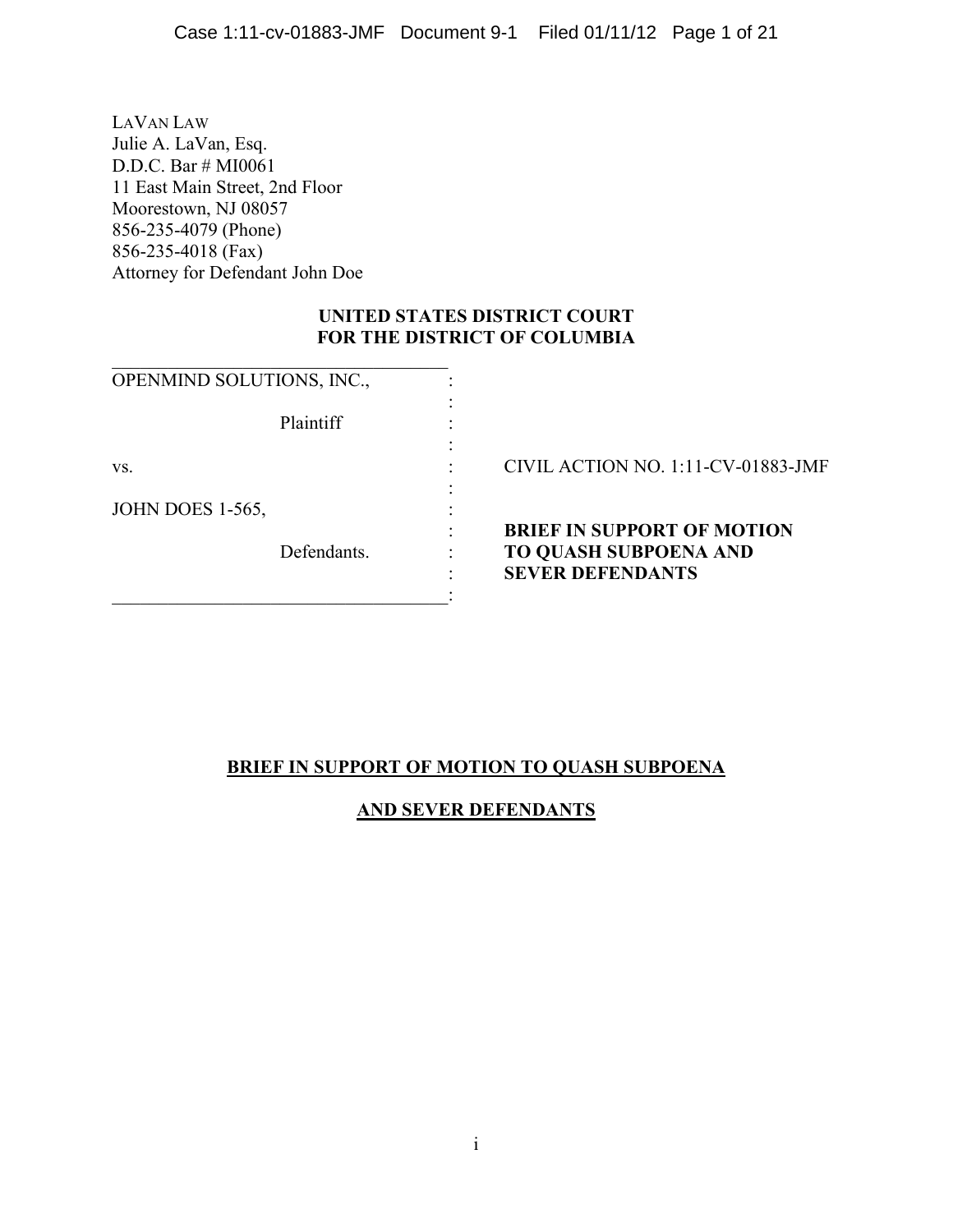LAVAN LAW
Julie A. LaVan, Esq.
D.D.C. Bar # MI0061
11 East Main Street, 2nd Floor
Moorestown, NJ 08057
856-235-4079 (Phone)
856-235-4018 (Fax)
Attorney for Defendant John Doe

**UNITED STATES DISTRICT COURT**
**FOR THE DISTRICT OF COLUMBIA**

| | |
|---|---|
| OPENMIND SOLUTIONS, INC., | |
| Plaintiff | |
| vs. | CIVIL ACTION NO. 1:11-CV-01883-JMF |
| JOHN DOES 1-565, | **BRIEF IN SUPPORT OF MOTION TO QUASH SUBPOENA AND SEVER DEFENDANTS** |
| Defendants. | |

**BRIEF IN SUPPORT OF MOTION TO QUASH SUBPOENA**

**AND SEVER DEFENDANTS**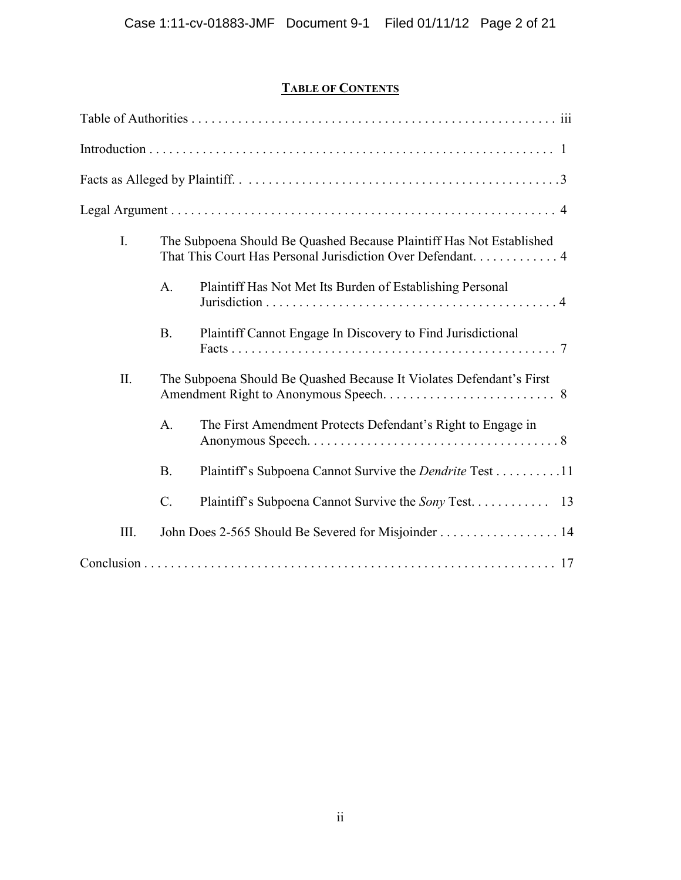## TABLE OF CONTENTS

Table of Authorities . . . . . . . . . . . . . . . . . . . . . . . . . . . . . . . . . . . . . . . . . . . . . . . . . . . . . iii

Introduction . . . . . . . . . . . . . . . . . . . . . . . . . . . . . . . . . . . . . . . . . . . . . . . . . . . . . . . . . . . 1

Facts as Alleged by Plaintiff. . . . . . . . . . . . . . . . . . . . . . . . . . . . . . . . . . . . . . . . . . . . . . . . . 3

Legal Argument . . . . . . . . . . . . . . . . . . . . . . . . . . . . . . . . . . . . . . . . . . . . . . . . . . . . . . . . . 4

- I. The Subpoena Should Be Quashed Because Plaintiff Has Not Established That This Court Has Personal Jurisdiction Over Defendant. . . . . . . . . . . . . 4
  - A. Plaintiff Has Not Met Its Burden of Establishing Personal Jurisdiction . . . . . . . . . . . . . . . . . . . . . . . . . . . . . . . . . . . . . . . . . . . . 4
  - B. Plaintiff Cannot Engage In Discovery to Find Jurisdictional Facts . . . . . . . . . . . . . . . . . . . . . . . . . . . . . . . . . . . . . . . . . . . . . . . . 7
- II. The Subpoena Should Be Quashed Because It Violates Defendant's First Amendment Right to Anonymous Speech. . . . . . . . . . . . . . . . . . . . . . . . . . 8
  - A. The First Amendment Protects Defendant's Right to Engage in Anonymous Speech. . . . . . . . . . . . . . . . . . . . . . . . . . . . . . . . . . . . . 8
  - B. Plaintiff's Subpoena Cannot Survive the *Dendrite* Test . . . . . . . . . . 11
  - C. Plaintiff's Subpoena Cannot Survive the *Sony* Test. . . . . . . . . . . . 13
- III. John Does 2-565 Should Be Severed for Misjoinder . . . . . . . . . . . . . . . . . . 14

Conclusion . . . . . . . . . . . . . . . . . . . . . . . . . . . . . . . . . . . . . . . . . . . . . . . . . . . . . . . . . . . . 17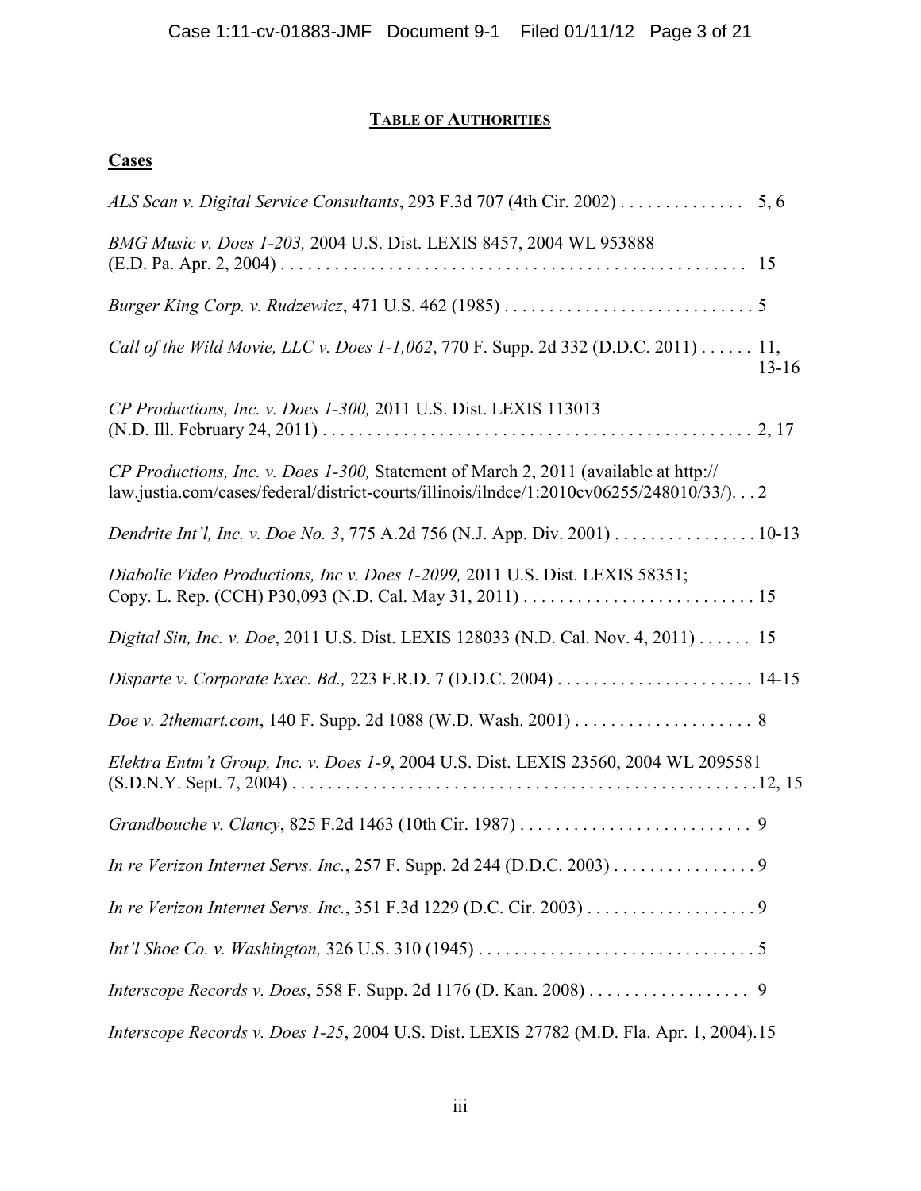## TABLE OF AUTHORITIES

**Cases**

*ALS Scan v. Digital Service Consultants*, 293 F.3d 707 (4th Cir. 2002) . . . . . . . . . . . . . . 5, 6

*BMG Music v. Does 1-203,* 2004 U.S. Dist. LEXIS 8457, 2004 WL 953888 (E.D. Pa. Apr. 2, 2004) . . . . . . . . . . . . . . . . . . . . . . . . . . . . . . . . . . . . . . . . . . . . . . . . . . . 15

*Burger King Corp. v. Rudzewicz*, 471 U.S. 462 (1985) . . . . . . . . . . . . . . . . . . . . . . . . . . . . . 5

*Call of the Wild Movie, LLC v. Does 1-1,062*, 770 F. Supp. 2d 332 (D.D.C. 2011) . . . . . . 11, 13-16

*CP Productions, Inc. v. Does 1-300,* 2011 U.S. Dist. LEXIS 113013 (N.D. Ill. February 24, 2011) . . . . . . . . . . . . . . . . . . . . . . . . . . . . . . . . . . . . . . . . . . . . . . . . . 2, 17

*CP Productions, Inc. v. Does 1-300,* Statement of March 2, 2011 (available at http:// law.justia.com/cases/federal/district-courts/illinois/ilndce/1:2010cv06255/248010/33/). . . 2

*Dendrite Int'l, Inc. v. Doe No. 3*, 775 A.2d 756 (N.J. App. Div. 2001) . . . . . . . . . . . . . . . . 10-13

*Diabolic Video Productions, Inc v. Does 1-2099,* 2011 U.S. Dist. LEXIS 58351; Copy. L. Rep. (CCH) P30,093 (N.D. Cal. May 31, 2011) . . . . . . . . . . . . . . . . . . . . . . . . . . 15

*Digital Sin, Inc. v. Doe*, 2011 U.S. Dist. LEXIS 128033 (N.D. Cal. Nov. 4, 2011) . . . . . . 15

*Disparte v. Corporate Exec. Bd.,* 223 F.R.D. 7 (D.D.C. 2004) . . . . . . . . . . . . . . . . . . . . . . 14-15

*Doe v. 2themart.com*, 140 F. Supp. 2d 1088 (W.D. Wash. 2001) . . . . . . . . . . . . . . . . . . . . 8

*Elektra Entm't Group, Inc. v. Does 1-9*, 2004 U.S. Dist. LEXIS 23560, 2004 WL 2095581 (S.D.N.Y. Sept. 7, 2004) . . . . . . . . . . . . . . . . . . . . . . . . . . . . . . . . . . . . . . . . . . . . . . . . . . .12, 15

*Grandbouche v. Clancy*, 825 F.2d 1463 (10th Cir. 1987) . . . . . . . . . . . . . . . . . . . . . . . . . . 9

*In re Verizon Internet Servs. Inc.*, 257 F. Supp. 2d 244 (D.D.C. 2003) . . . . . . . . . . . . . . . . 9

*In re Verizon Internet Servs. Inc.*, 351 F.3d 1229 (D.C. Cir. 2003) . . . . . . . . . . . . . . . . . . . 9

*Int'l Shoe Co. v. Washington,* 326 U.S. 310 (1945) . . . . . . . . . . . . . . . . . . . . . . . . . . . . . . . 5

*Interscope Records v. Does*, 558 F. Supp. 2d 1176 (D. Kan. 2008) . . . . . . . . . . . . . . . . . . 9

*Interscope Records v. Does 1-25*, 2004 U.S. Dist. LEXIS 27782 (M.D. Fla. Apr. 1, 2004).15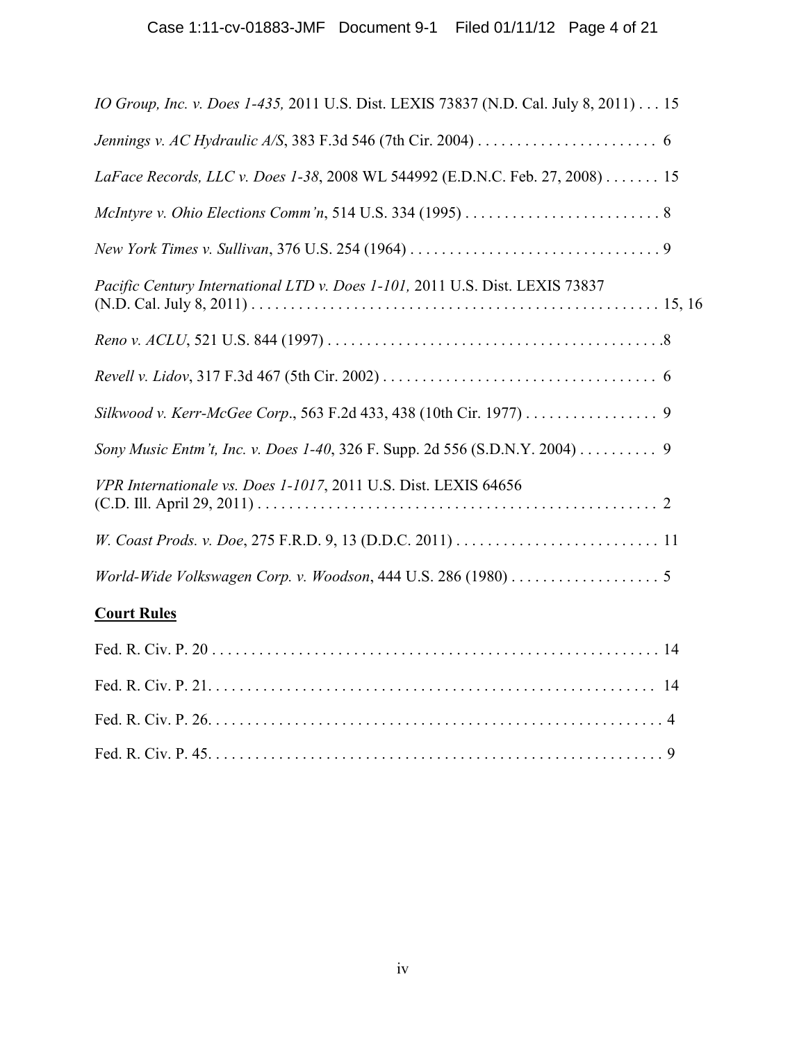*IO Group, Inc. v. Does 1-435,* 2011 U.S. Dist. LEXIS 73837 (N.D. Cal. July 8, 2011) . . . 15

*Jennings v. AC Hydraulic A/S*, 383 F.3d 546 (7th Cir. 2004) . . . . . . . . . . . . . . . . . . . . . . . 6

*LaFace Records, LLC v. Does 1-38*, 2008 WL 544992 (E.D.N.C. Feb. 27, 2008) . . . . . . . 15

*McIntyre v. Ohio Elections Comm'n*, 514 U.S. 334 (1995) . . . . . . . . . . . . . . . . . . . . . . . . . 8

*New York Times v. Sullivan*, 376 U.S. 254 (1964) . . . . . . . . . . . . . . . . . . . . . . . . . . . . . . . . 9

*Pacific Century International LTD v. Does 1-101,* 2011 U.S. Dist. LEXIS 73837 (N.D. Cal. July 8, 2011) . . . . . . . . . . . . . . . . . . . . . . . . . . . . . . . . . . . . . . . . . . . . . . . . . . . 15, 16

*Reno v. ACLU*, 521 U.S. 844 (1997) . . . . . . . . . . . . . . . . . . . . . . . . . . . . . . . . . . . . . . . . . . .8

*Revell v. Lidov*, 317 F.3d 467 (5th Cir. 2002) . . . . . . . . . . . . . . . . . . . . . . . . . . . . . . . . . . . 6

*Silkwood v. Kerr-McGee Corp*., 563 F.2d 433, 438 (10th Cir. 1977) . . . . . . . . . . . . . . . . . 9

*Sony Music Entm't, Inc. v. Does 1-40*, 326 F. Supp. 2d 556 (S.D.N.Y. 2004) . . . . . . . . . . 9

*VPR Internationale vs. Does 1-1017*, 2011 U.S. Dist. LEXIS 64656 (C.D. Ill. April 29, 2011) . . . . . . . . . . . . . . . . . . . . . . . . . . . . . . . . . . . . . . . . . . . . . . . . . . . 2

*W. Coast Prods. v. Doe*, 275 F.R.D. 9, 13 (D.D.C. 2011) . . . . . . . . . . . . . . . . . . . . . . . . . . 11

*World-Wide Volkswagen Corp. v. Woodson*, 444 U.S. 286 (1980) . . . . . . . . . . . . . . . . . . . 5

**Court Rules**

Fed. R. Civ. P. 20 . . . . . . . . . . . . . . . . . . . . . . . . . . . . . . . . . . . . . . . . . . . . . . . . . . . . . . . . 14

Fed. R. Civ. P. 21. . . . . . . . . . . . . . . . . . . . . . . . . . . . . . . . . . . . . . . . . . . . . . . . . . . . . . . . . 14

Fed. R. Civ. P. 26. . . . . . . . . . . . . . . . . . . . . . . . . . . . . . . . . . . . . . . . . . . . . . . . . . . . . . . . . . 4

Fed. R. Civ. P. 45. . . . . . . . . . . . . . . . . . . . . . . . . . . . . . . . . . . . . . . . . . . . . . . . . . . . . . . . . . 9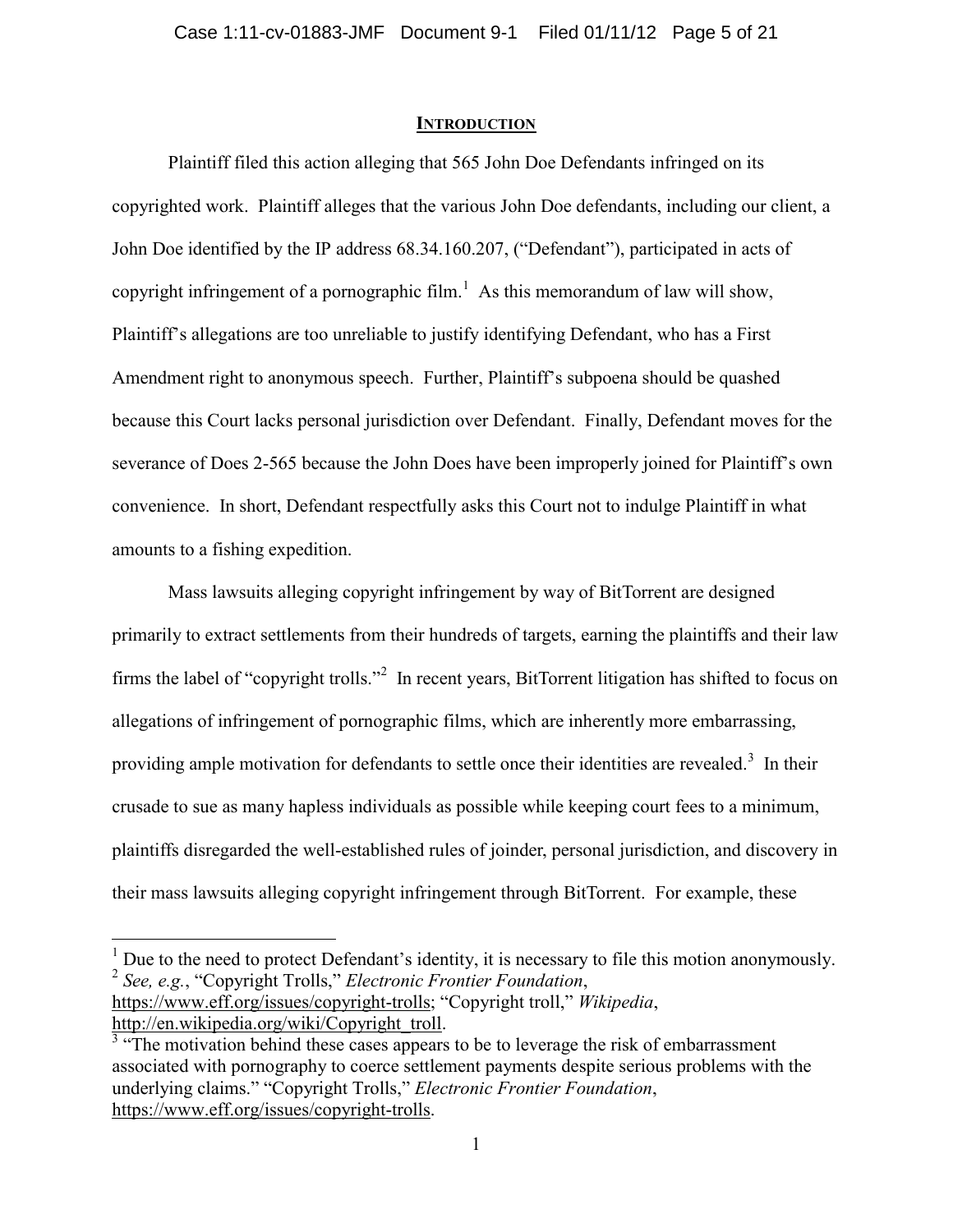## INTRODUCTION

Plaintiff filed this action alleging that 565 John Doe Defendants infringed on its copyrighted work. Plaintiff alleges that the various John Doe defendants, including our client, a John Doe identified by the IP address 68.34.160.207, ("Defendant"), participated in acts of copyright infringement of a pornographic film.[1] As this memorandum of law will show, Plaintiff's allegations are too unreliable to justify identifying Defendant, who has a First Amendment right to anonymous speech. Further, Plaintiff's subpoena should be quashed because this Court lacks personal jurisdiction over Defendant. Finally, Defendant moves for the severance of Does 2-565 because the John Does have been improperly joined for Plaintiff's own convenience. In short, Defendant respectfully asks this Court not to indulge Plaintiff in what amounts to a fishing expedition.

Mass lawsuits alleging copyright infringement by way of BitTorrent are designed primarily to extract settlements from their hundreds of targets, earning the plaintiffs and their law firms the label of "copyright trolls."[2] In recent years, BitTorrent litigation has shifted to focus on allegations of infringement of pornographic films, which are inherently more embarrassing, providing ample motivation for defendants to settle once their identities are revealed.[3] In their crusade to sue as many hapless individuals as possible while keeping court fees to a minimum, plaintiffs disregarded the well-established rules of joinder, personal jurisdiction, and discovery in their mass lawsuits alleging copyright infringement through BitTorrent. For example, these

---

[1] Due to the need to protect Defendant's identity, it is necessary to file this motion anonymously.

[2] *See, e.g.*, "Copyright Trolls," *Electronic Frontier Foundation*, https://www.eff.org/issues/copyright-trolls; "Copyright troll," *Wikipedia*, http://en.wikipedia.org/wiki/Copyright_troll.

[3] "The motivation behind these cases appears to be to leverage the risk of embarrassment associated with pornography to coerce settlement payments despite serious problems with the underlying claims." "Copyright Trolls," *Electronic Frontier Foundation*, https://www.eff.org/issues/copyright-trolls.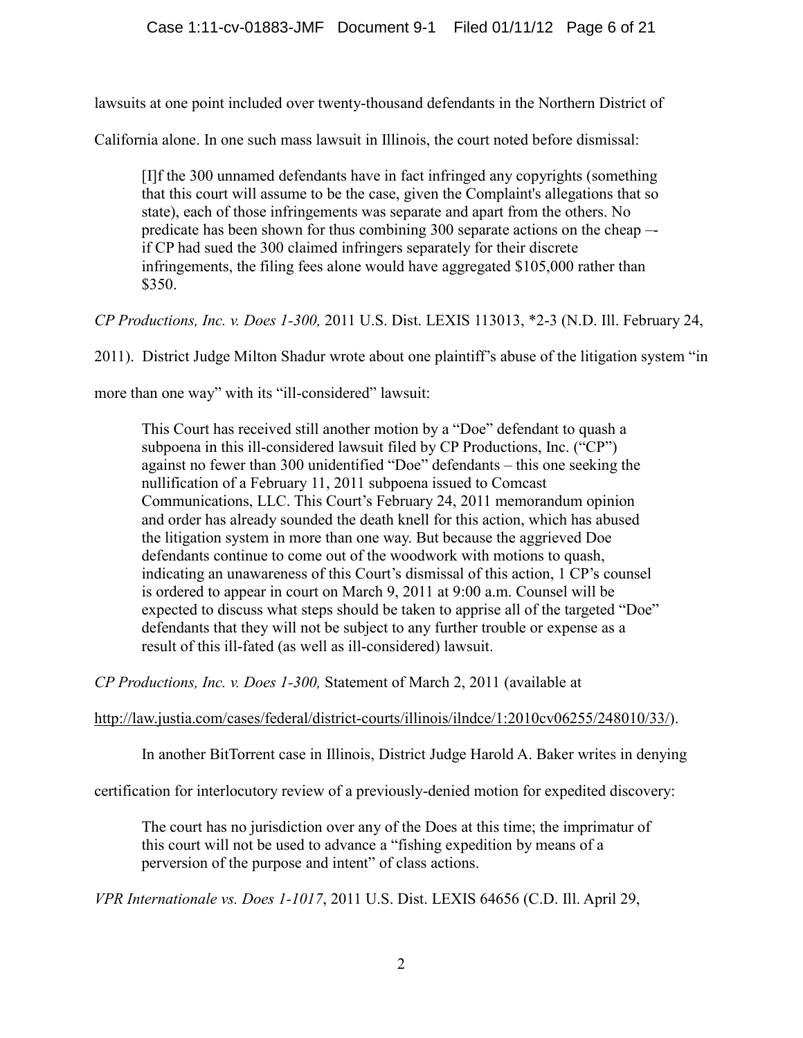lawsuits at one point included over twenty-thousand defendants in the Northern District of California alone. In one such mass lawsuit in Illinois, the court noted before dismissal:

> [I]f the 300 unnamed defendants have in fact infringed any copyrights (something that this court will assume to be the case, given the Complaint's allegations that so state), each of those infringements was separate and apart from the others. No predicate has been shown for thus combining 300 separate actions on the cheap –- if CP had sued the 300 claimed infringers separately for their discrete infringements, the filing fees alone would have aggregated $105,000 rather than $350.

*CP Productions, Inc. v. Does 1-300,* 2011 U.S. Dist. LEXIS 113013, *2-3 (N.D. Ill. February 24, 2011). District Judge Milton Shadur wrote about one plaintiff's abuse of the litigation system "in more than one way" with its "ill-considered" lawsuit:

> This Court has received still another motion by a "Doe" defendant to quash a subpoena in this ill-considered lawsuit filed by CP Productions, Inc. ("CP") against no fewer than 300 unidentified "Doe" defendants – this one seeking the nullification of a February 11, 2011 subpoena issued to Comcast Communications, LLC. This Court's February 24, 2011 memorandum opinion and order has already sounded the death knell for this action, which has abused the litigation system in more than one way. But because the aggrieved Doe defendants continue to come out of the woodwork with motions to quash, indicating an unawareness of this Court's dismissal of this action, 1 CP's counsel is ordered to appear in court on March 9, 2011 at 9:00 a.m. Counsel will be expected to discuss what steps should be taken to apprise all of the targeted "Doe" defendants that they will not be subject to any further trouble or expense as a result of this ill-fated (as well as ill-considered) lawsuit.

*CP Productions, Inc. v. Does 1-300,* Statement of March 2, 2011 (available at http://law.justia.com/cases/federal/district-courts/illinois/ilndce/1:2010cv06255/248010/33/).

In another BitTorrent case in Illinois, District Judge Harold A. Baker writes in denying certification for interlocutory review of a previously-denied motion for expedited discovery:

> The court has no jurisdiction over any of the Does at this time; the imprimatur of this court will not be used to advance a "fishing expedition by means of a perversion of the purpose and intent" of class actions.

*VPR Internationale vs. Does 1-1017*, 2011 U.S. Dist. LEXIS 64656 (C.D. Ill. April 29,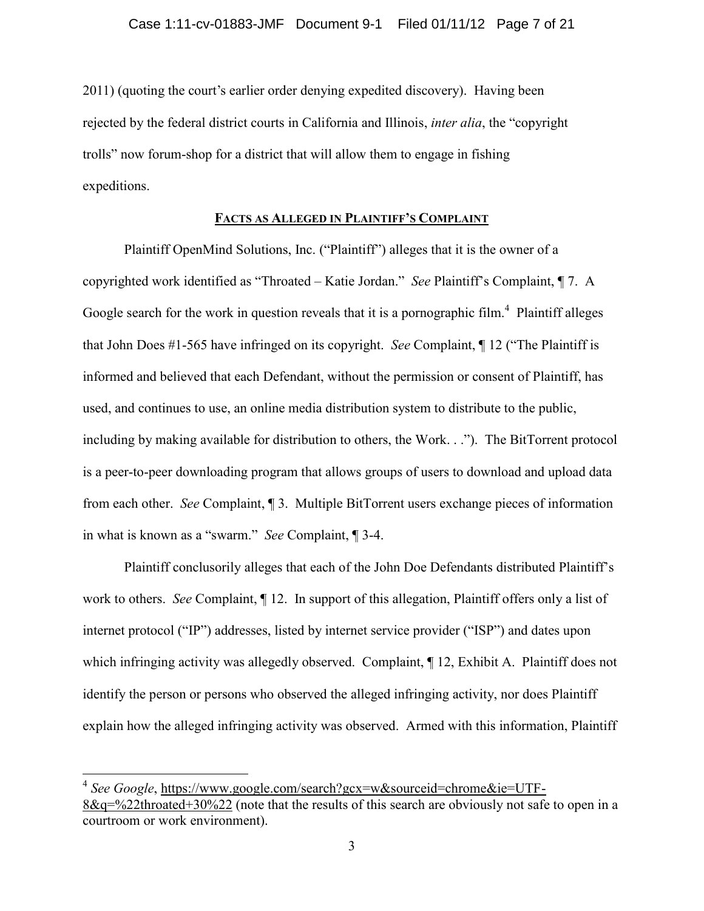2011) (quoting the court's earlier order denying expedited discovery). Having been rejected by the federal district courts in California and Illinois, *inter alia*, the "copyright trolls" now forum-shop for a district that will allow them to engage in fishing expeditions.

## FACTS AS ALLEGED IN PLAINTIFF'S COMPLAINT

Plaintiff OpenMind Solutions, Inc. ("Plaintiff") alleges that it is the owner of a copyrighted work identified as "Throated – Katie Jordan." *See* Plaintiff's Complaint, ¶ 7. A Google search for the work in question reveals that it is a pornographic film.[4] Plaintiff alleges that John Does #1-565 have infringed on its copyright. *See* Complaint, ¶ 12 ("The Plaintiff is informed and believed that each Defendant, without the permission or consent of Plaintiff, has used, and continues to use, an online media distribution system to distribute to the public, including by making available for distribution to others, the Work. . ."). The BitTorrent protocol is a peer-to-peer downloading program that allows groups of users to download and upload data from each other. *See* Complaint, ¶ 3. Multiple BitTorrent users exchange pieces of information in what is known as a "swarm." *See* Complaint, ¶ 3-4.

Plaintiff conclusorily alleges that each of the John Doe Defendants distributed Plaintiff's work to others. *See* Complaint, ¶ 12. In support of this allegation, Plaintiff offers only a list of internet protocol ("IP") addresses, listed by internet service provider ("ISP") and dates upon which infringing activity was allegedly observed. Complaint, ¶ 12, Exhibit A. Plaintiff does not identify the person or persons who observed the alleged infringing activity, nor does Plaintiff explain how the alleged infringing activity was observed. Armed with this information, Plaintiff

---

[4] *See Google*, https://www.google.com/search?gcx=w&sourceid=chrome&ie=UTF-8&q=%22throated+30%22 (note that the results of this search are obviously not safe to open in a courtroom or work environment).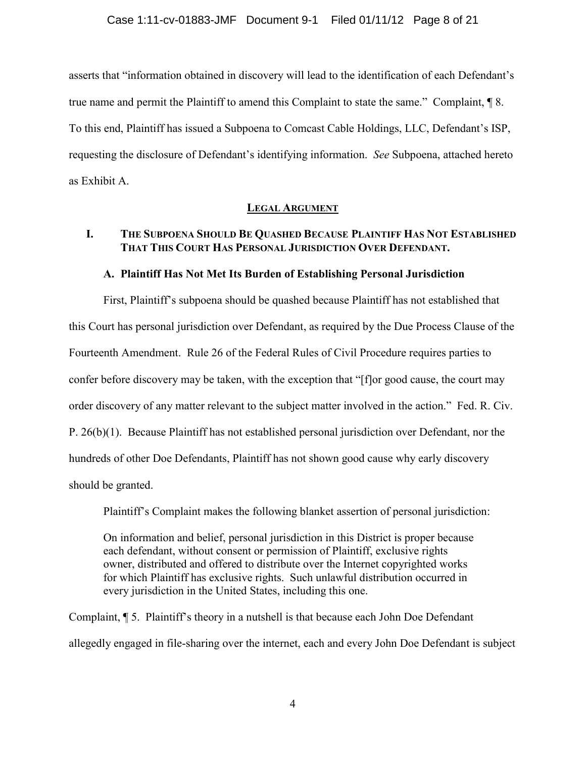asserts that "information obtained in discovery will lead to the identification of each Defendant's true name and permit the Plaintiff to amend this Complaint to state the same." Complaint, ¶ 8. To this end, Plaintiff has issued a Subpoena to Comcast Cable Holdings, LLC, Defendant's ISP, requesting the disclosure of Defendant's identifying information. *See* Subpoena, attached hereto as Exhibit A.

## LEGAL ARGUMENT

### I. THE SUBPOENA SHOULD BE QUASHED BECAUSE PLAINTIFF HAS NOT ESTABLISHED THAT THIS COURT HAS PERSONAL JURISDICTION OVER DEFENDANT.

#### A. Plaintiff Has Not Met Its Burden of Establishing Personal Jurisdiction

First, Plaintiff's subpoena should be quashed because Plaintiff has not established that this Court has personal jurisdiction over Defendant, as required by the Due Process Clause of the Fourteenth Amendment. Rule 26 of the Federal Rules of Civil Procedure requires parties to confer before discovery may be taken, with the exception that "[f]or good cause, the court may order discovery of any matter relevant to the subject matter involved in the action." Fed. R. Civ. P. 26(b)(1). Because Plaintiff has not established personal jurisdiction over Defendant, nor the hundreds of other Doe Defendants, Plaintiff has not shown good cause why early discovery should be granted.

Plaintiff's Complaint makes the following blanket assertion of personal jurisdiction:

> On information and belief, personal jurisdiction in this District is proper because each defendant, without consent or permission of Plaintiff, exclusive rights owner, distributed and offered to distribute over the Internet copyrighted works for which Plaintiff has exclusive rights. Such unlawful distribution occurred in every jurisdiction in the United States, including this one.

Complaint, ¶ 5. Plaintiff's theory in a nutshell is that because each John Doe Defendant allegedly engaged in file-sharing over the internet, each and every John Doe Defendant is subject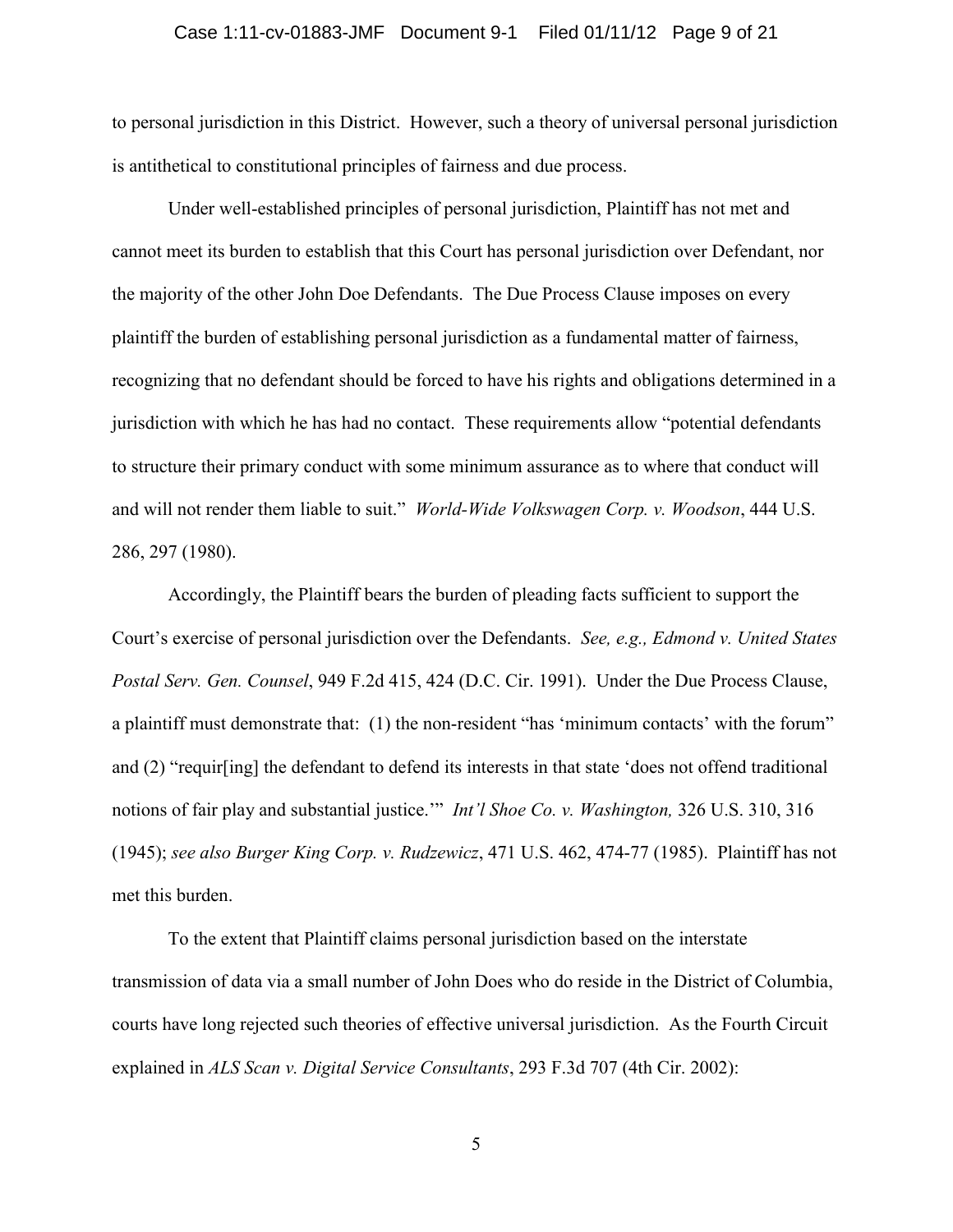to personal jurisdiction in this District. However, such a theory of universal personal jurisdiction is antithetical to constitutional principles of fairness and due process.

Under well-established principles of personal jurisdiction, Plaintiff has not met and cannot meet its burden to establish that this Court has personal jurisdiction over Defendant, nor the majority of the other John Doe Defendants. The Due Process Clause imposes on every plaintiff the burden of establishing personal jurisdiction as a fundamental matter of fairness, recognizing that no defendant should be forced to have his rights and obligations determined in a jurisdiction with which he has had no contact. These requirements allow "potential defendants to structure their primary conduct with some minimum assurance as to where that conduct will and will not render them liable to suit." *World-Wide Volkswagen Corp. v. Woodson*, 444 U.S. 286, 297 (1980).

Accordingly, the Plaintiff bears the burden of pleading facts sufficient to support the Court's exercise of personal jurisdiction over the Defendants. *See, e.g., Edmond v. United States Postal Serv. Gen. Counsel*, 949 F.2d 415, 424 (D.C. Cir. 1991). Under the Due Process Clause, a plaintiff must demonstrate that: (1) the non-resident "has 'minimum contacts' with the forum" and (2) "requir[ing] the defendant to defend its interests in that state 'does not offend traditional notions of fair play and substantial justice.'" *Int'l Shoe Co. v. Washington,* 326 U.S. 310, 316 (1945); *see also Burger King Corp. v. Rudzewicz*, 471 U.S. 462, 474-77 (1985). Plaintiff has not met this burden.

To the extent that Plaintiff claims personal jurisdiction based on the interstate transmission of data via a small number of John Does who do reside in the District of Columbia, courts have long rejected such theories of effective universal jurisdiction. As the Fourth Circuit explained in *ALS Scan v. Digital Service Consultants*, 293 F.3d 707 (4th Cir. 2002):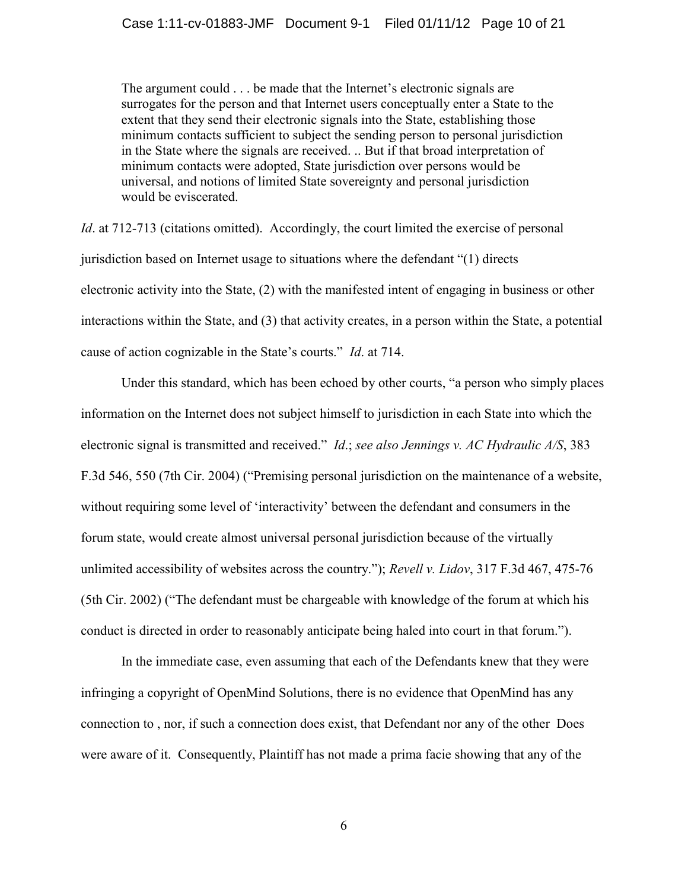> The argument could . . . be made that the Internet's electronic signals are surrogates for the person and that Internet users conceptually enter a State to the extent that they send their electronic signals into the State, establishing those minimum contacts sufficient to subject the sending person to personal jurisdiction in the State where the signals are received. .. But if that broad interpretation of minimum contacts were adopted, State jurisdiction over persons would be universal, and notions of limited State sovereignty and personal jurisdiction would be eviscerated.

*Id*. at 712-713 (citations omitted). Accordingly, the court limited the exercise of personal jurisdiction based on Internet usage to situations where the defendant "(1) directs electronic activity into the State, (2) with the manifested intent of engaging in business or other interactions within the State, and (3) that activity creates, in a person within the State, a potential cause of action cognizable in the State's courts." *Id*. at 714.

Under this standard, which has been echoed by other courts, "a person who simply places information on the Internet does not subject himself to jurisdiction in each State into which the electronic signal is transmitted and received." *Id*.; *see also Jennings v. AC Hydraulic A/S*, 383 F.3d 546, 550 (7th Cir. 2004) ("Premising personal jurisdiction on the maintenance of a website, without requiring some level of 'interactivity' between the defendant and consumers in the forum state, would create almost universal personal jurisdiction because of the virtually unlimited accessibility of websites across the country."); *Revell v. Lidov*, 317 F.3d 467, 475-76 (5th Cir. 2002) ("The defendant must be chargeable with knowledge of the forum at which his conduct is directed in order to reasonably anticipate being haled into court in that forum.").

In the immediate case, even assuming that each of the Defendants knew that they were infringing a copyright of OpenMind Solutions, there is no evidence that OpenMind has any connection to , nor, if such a connection does exist, that Defendant nor any of the other Does were aware of it. Consequently, Plaintiff has not made a prima facie showing that any of the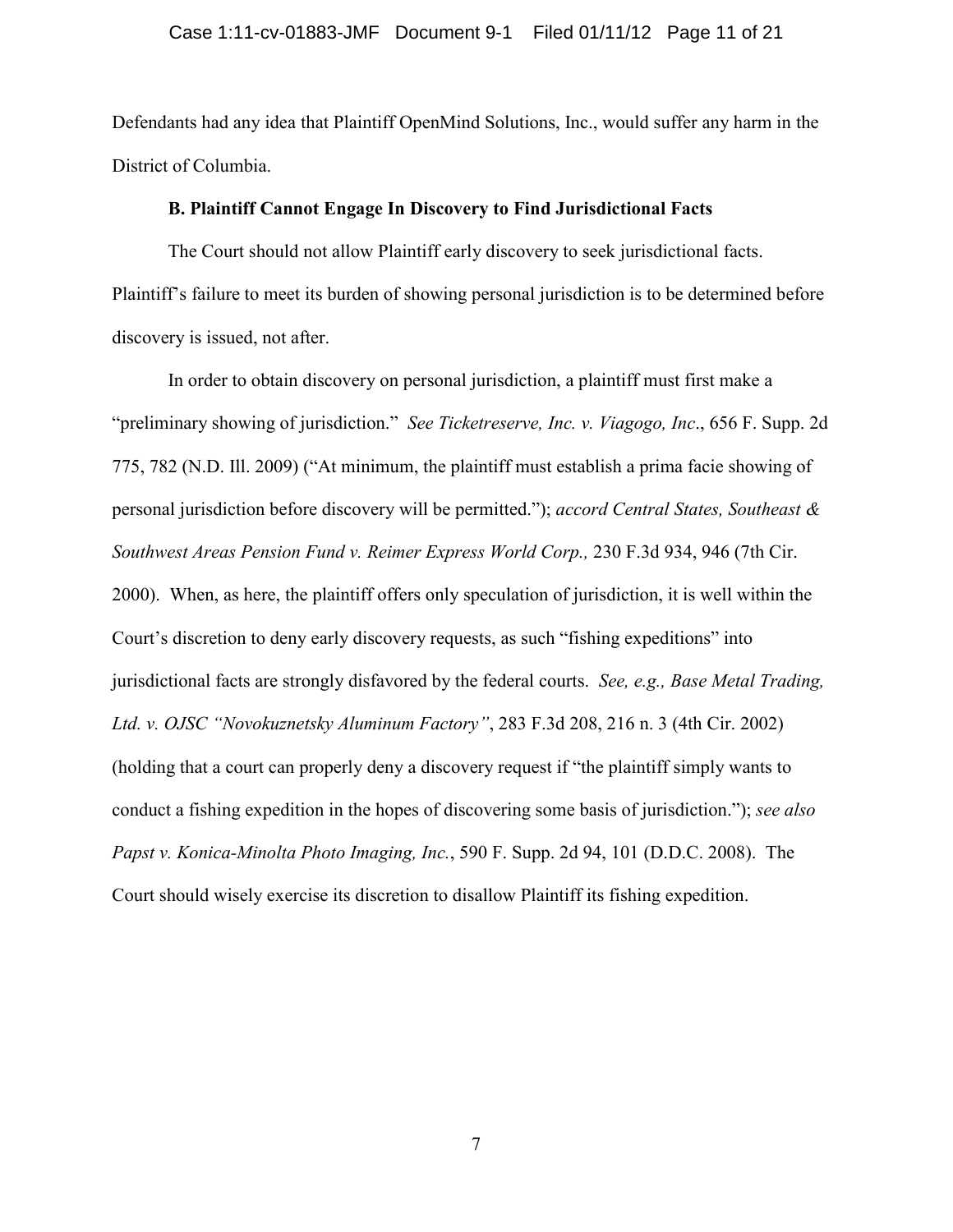Defendants had any idea that Plaintiff OpenMind Solutions, Inc., would suffer any harm in the District of Columbia.

**B. Plaintiff Cannot Engage In Discovery to Find Jurisdictional Facts**

The Court should not allow Plaintiff early discovery to seek jurisdictional facts. Plaintiff's failure to meet its burden of showing personal jurisdiction is to be determined before discovery is issued, not after.

In order to obtain discovery on personal jurisdiction, a plaintiff must first make a "preliminary showing of jurisdiction." *See Ticketreserve, Inc. v. Viagogo, Inc*., 656 F. Supp. 2d 775, 782 (N.D. Ill. 2009) ("At minimum, the plaintiff must establish a prima facie showing of personal jurisdiction before discovery will be permitted."); *accord Central States, Southeast & Southwest Areas Pension Fund v. Reimer Express World Corp.,* 230 F.3d 934, 946 (7th Cir. 2000). When, as here, the plaintiff offers only speculation of jurisdiction, it is well within the Court's discretion to deny early discovery requests, as such "fishing expeditions" into jurisdictional facts are strongly disfavored by the federal courts. *See, e.g., Base Metal Trading, Ltd. v. OJSC "Novokuznetsky Aluminum Factory"*, 283 F.3d 208, 216 n. 3 (4th Cir. 2002) (holding that a court can properly deny a discovery request if "the plaintiff simply wants to conduct a fishing expedition in the hopes of discovering some basis of jurisdiction."); *see also Papst v. Konica-Minolta Photo Imaging, Inc.*, 590 F. Supp. 2d 94, 101 (D.D.C. 2008). The Court should wisely exercise its discretion to disallow Plaintiff its fishing expedition.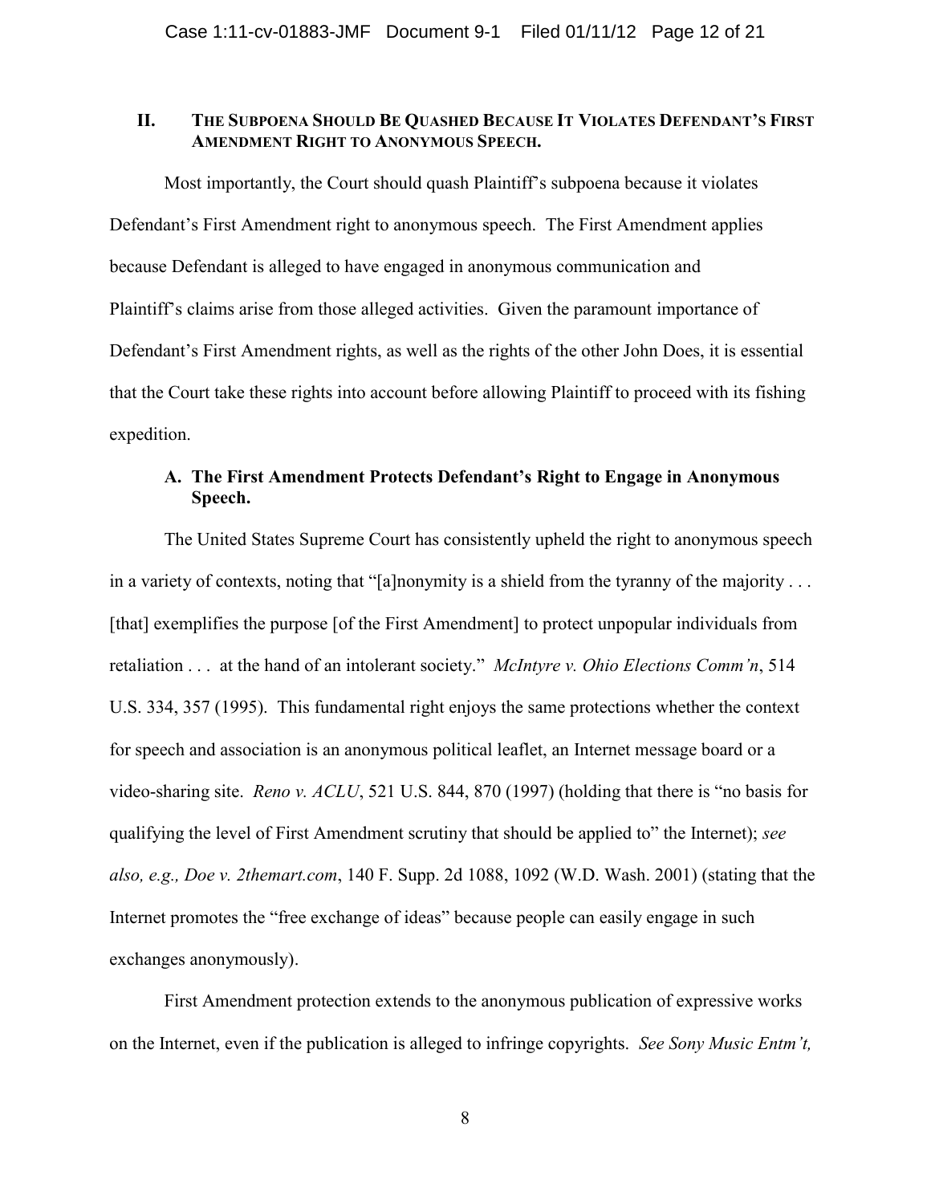## II. The Subpoena Should Be Quashed Because It Violates Defendant's First Amendment Right to Anonymous Speech.

Most importantly, the Court should quash Plaintiff's subpoena because it violates Defendant's First Amendment right to anonymous speech. The First Amendment applies because Defendant is alleged to have engaged in anonymous communication and Plaintiff's claims arise from those alleged activities. Given the paramount importance of Defendant's First Amendment rights, as well as the rights of the other John Does, it is essential that the Court take these rights into account before allowing Plaintiff to proceed with its fishing expedition.

### A. The First Amendment Protects Defendant's Right to Engage in Anonymous Speech.

The United States Supreme Court has consistently upheld the right to anonymous speech in a variety of contexts, noting that "[a]nonymity is a shield from the tyranny of the majority . . . [that] exemplifies the purpose [of the First Amendment] to protect unpopular individuals from retaliation . . . at the hand of an intolerant society." *McIntyre v. Ohio Elections Comm'n*, 514 U.S. 334, 357 (1995). This fundamental right enjoys the same protections whether the context for speech and association is an anonymous political leaflet, an Internet message board or a video-sharing site. *Reno v. ACLU*, 521 U.S. 844, 870 (1997) (holding that there is "no basis for qualifying the level of First Amendment scrutiny that should be applied to" the Internet); *see also, e.g., Doe v. 2themart.com*, 140 F. Supp. 2d 1088, 1092 (W.D. Wash. 2001) (stating that the Internet promotes the "free exchange of ideas" because people can easily engage in such exchanges anonymously).

First Amendment protection extends to the anonymous publication of expressive works on the Internet, even if the publication is alleged to infringe copyrights. *See Sony Music Entm't,*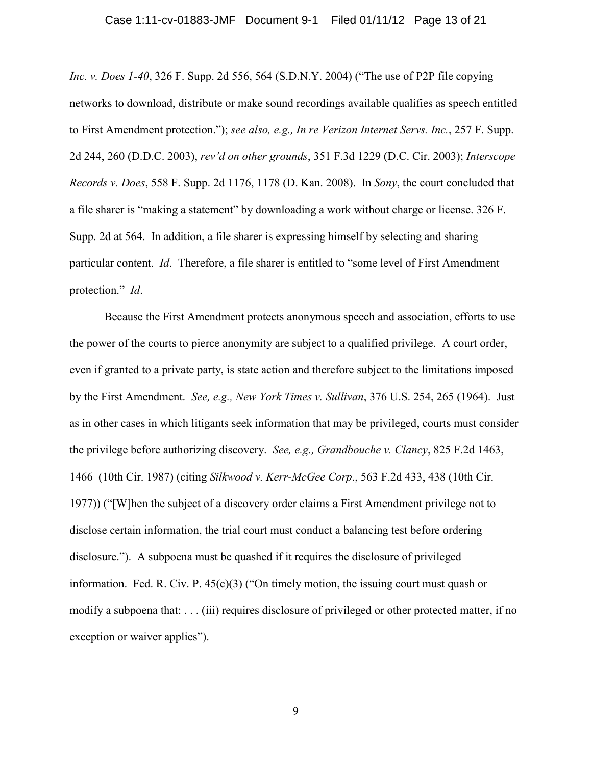*Inc. v. Does 1-40*, 326 F. Supp. 2d 556, 564 (S.D.N.Y. 2004) ("The use of P2P file copying networks to download, distribute or make sound recordings available qualifies as speech entitled to First Amendment protection."); *see also, e.g., In re Verizon Internet Servs. Inc.*, 257 F. Supp. 2d 244, 260 (D.D.C. 2003), *rev'd on other grounds*, 351 F.3d 1229 (D.C. Cir. 2003); *Interscope Records v. Does*, 558 F. Supp. 2d 1176, 1178 (D. Kan. 2008). In *Sony*, the court concluded that a file sharer is "making a statement" by downloading a work without charge or license. 326 F. Supp. 2d at 564. In addition, a file sharer is expressing himself by selecting and sharing particular content. *Id*. Therefore, a file sharer is entitled to "some level of First Amendment protection." *Id*.

Because the First Amendment protects anonymous speech and association, efforts to use the power of the courts to pierce anonymity are subject to a qualified privilege. A court order, even if granted to a private party, is state action and therefore subject to the limitations imposed by the First Amendment. *See, e.g., New York Times v. Sullivan*, 376 U.S. 254, 265 (1964). Just as in other cases in which litigants seek information that may be privileged, courts must consider the privilege before authorizing discovery. *See, e.g., Grandbouche v. Clancy*, 825 F.2d 1463, 1466 (10th Cir. 1987) (citing *Silkwood v. Kerr-McGee Corp*., 563 F.2d 433, 438 (10th Cir. 1977)) ("[W]hen the subject of a discovery order claims a First Amendment privilege not to disclose certain information, the trial court must conduct a balancing test before ordering disclosure."). A subpoena must be quashed if it requires the disclosure of privileged information. Fed. R. Civ. P. 45(c)(3) ("On timely motion, the issuing court must quash or modify a subpoena that: . . . (iii) requires disclosure of privileged or other protected matter, if no exception or waiver applies").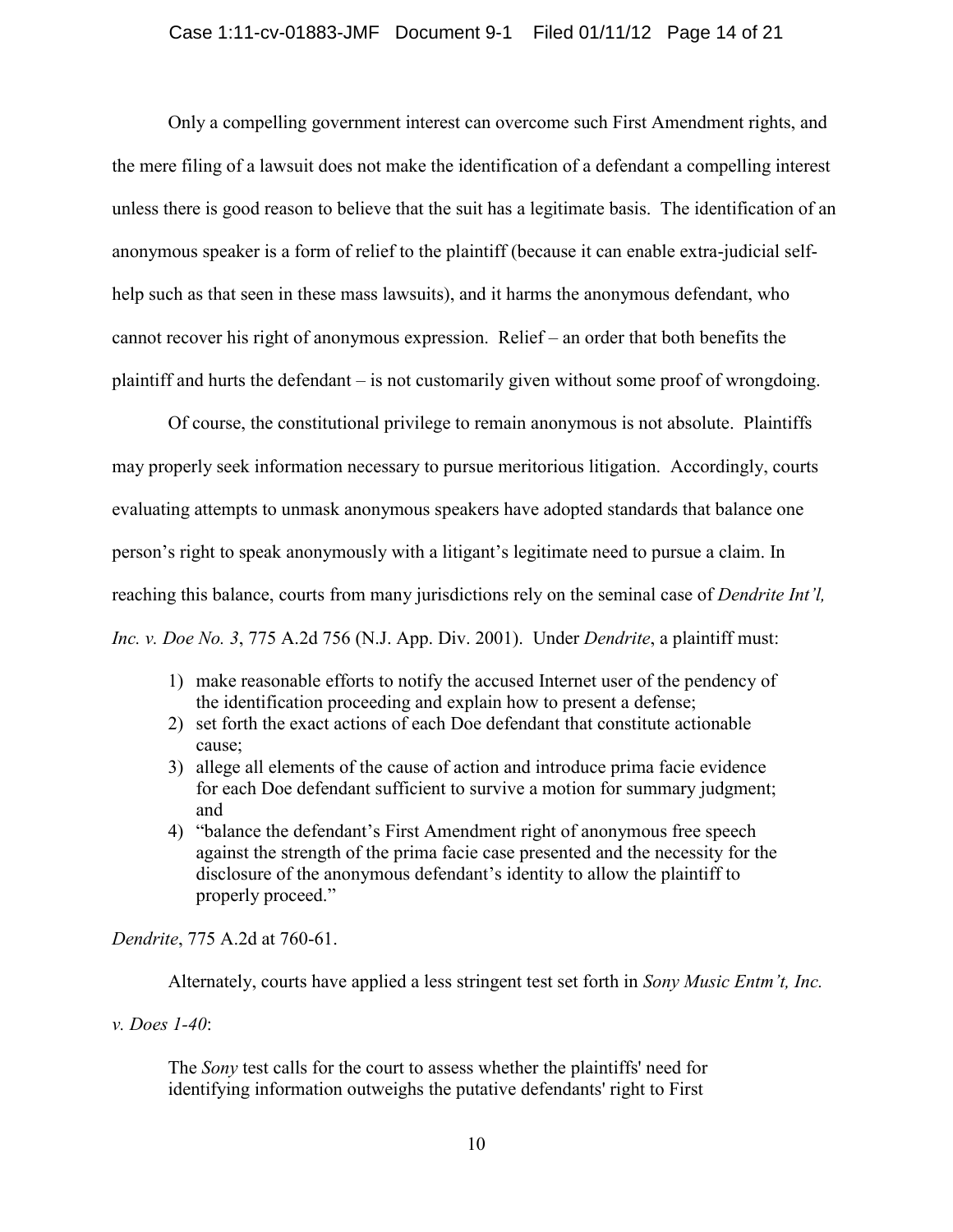Only a compelling government interest can overcome such First Amendment rights, and the mere filing of a lawsuit does not make the identification of a defendant a compelling interest unless there is good reason to believe that the suit has a legitimate basis. The identification of an anonymous speaker is a form of relief to the plaintiff (because it can enable extra-judicial self-help such as that seen in these mass lawsuits), and it harms the anonymous defendant, who cannot recover his right of anonymous expression. Relief – an order that both benefits the plaintiff and hurts the defendant – is not customarily given without some proof of wrongdoing.

Of course, the constitutional privilege to remain anonymous is not absolute. Plaintiffs may properly seek information necessary to pursue meritorious litigation. Accordingly, courts evaluating attempts to unmask anonymous speakers have adopted standards that balance one person's right to speak anonymously with a litigant's legitimate need to pursue a claim. In reaching this balance, courts from many jurisdictions rely on the seminal case of *Dendrite Int'l, Inc. v. Doe No. 3*, 775 A.2d 756 (N.J. App. Div. 2001). Under *Dendrite*, a plaintiff must:

1) make reasonable efforts to notify the accused Internet user of the pendency of the identification proceeding and explain how to present a defense;
2) set forth the exact actions of each Doe defendant that constitute actionable cause;
3) allege all elements of the cause of action and introduce prima facie evidence for each Doe defendant sufficient to survive a motion for summary judgment; and
4) "balance the defendant's First Amendment right of anonymous free speech against the strength of the prima facie case presented and the necessity for the disclosure of the anonymous defendant's identity to allow the plaintiff to properly proceed."

*Dendrite*, 775 A.2d at 760-61.

Alternately, courts have applied a less stringent test set forth in *Sony Music Entm't, Inc. v. Does 1-40*:

> The *Sony* test calls for the court to assess whether the plaintiffs' need for identifying information outweighs the putative defendants' right to First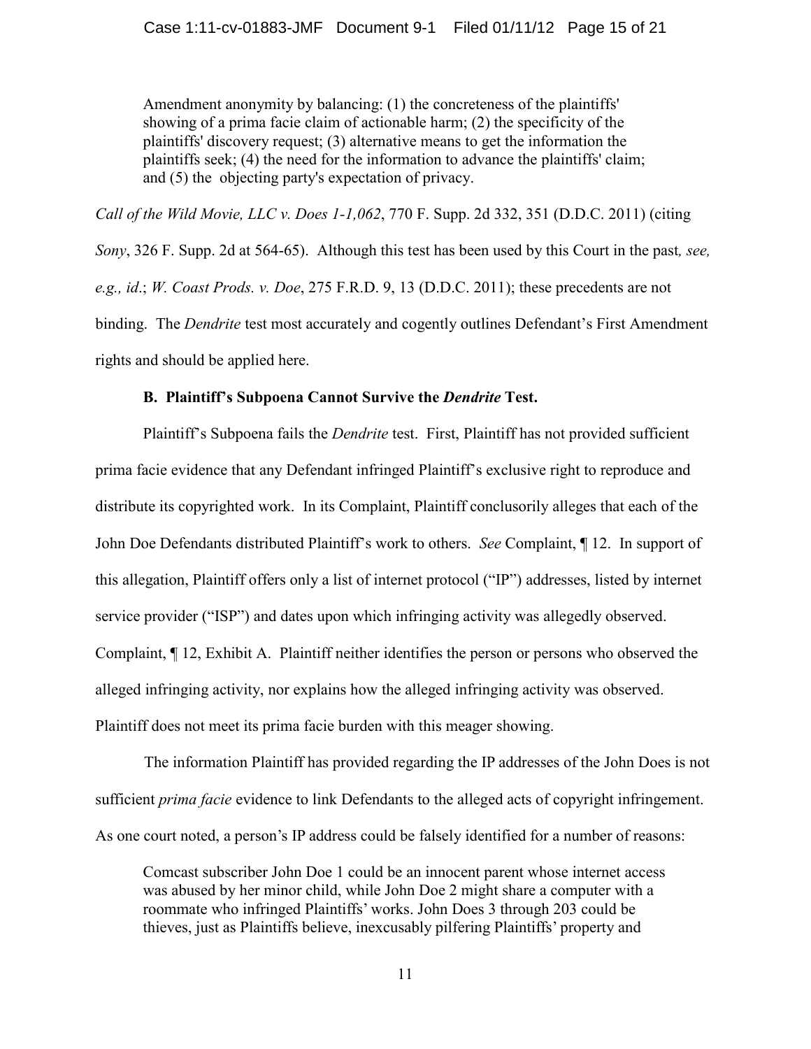> Amendment anonymity by balancing: (1) the concreteness of the plaintiffs' showing of a prima facie claim of actionable harm; (2) the specificity of the plaintiffs' discovery request; (3) alternative means to get the information the plaintiffs seek; (4) the need for the information to advance the plaintiffs' claim; and (5) the objecting party's expectation of privacy.

*Call of the Wild Movie, LLC v. Does 1-1,062*, 770 F. Supp. 2d 332, 351 (D.D.C. 2011) (citing *Sony*, 326 F. Supp. 2d at 564-65). Although this test has been used by this Court in the past*, see, e.g., id*.; *W. Coast Prods. v. Doe*, 275 F.R.D. 9, 13 (D.D.C. 2011); these precedents are not binding. The *Dendrite* test most accurately and cogently outlines Defendant's First Amendment rights and should be applied here.

### B. Plaintiff's Subpoena Cannot Survive the *Dendrite* Test.

Plaintiff's Subpoena fails the *Dendrite* test. First, Plaintiff has not provided sufficient prima facie evidence that any Defendant infringed Plaintiff's exclusive right to reproduce and distribute its copyrighted work. In its Complaint, Plaintiff conclusorily alleges that each of the John Doe Defendants distributed Plaintiff's work to others. *See* Complaint, ¶ 12. In support of this allegation, Plaintiff offers only a list of internet protocol ("IP") addresses, listed by internet service provider ("ISP") and dates upon which infringing activity was allegedly observed. Complaint, ¶ 12, Exhibit A. Plaintiff neither identifies the person or persons who observed the alleged infringing activity, nor explains how the alleged infringing activity was observed. Plaintiff does not meet its prima facie burden with this meager showing.

The information Plaintiff has provided regarding the IP addresses of the John Does is not sufficient *prima facie* evidence to link Defendants to the alleged acts of copyright infringement. As one court noted, a person's IP address could be falsely identified for a number of reasons:

> Comcast subscriber John Doe 1 could be an innocent parent whose internet access was abused by her minor child, while John Doe 2 might share a computer with a roommate who infringed Plaintiffs' works. John Does 3 through 203 could be thieves, just as Plaintiffs believe, inexcusably pilfering Plaintiffs' property and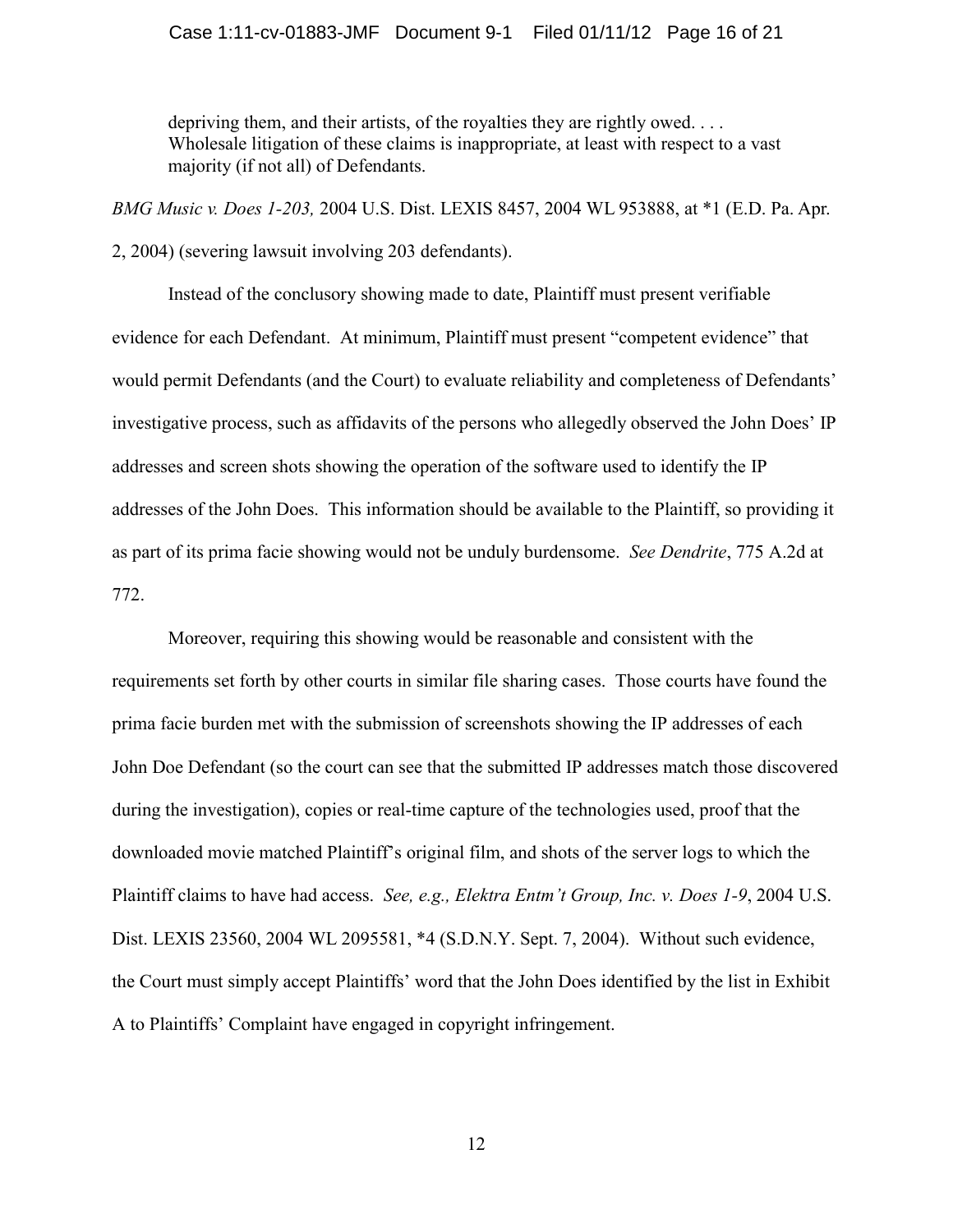> depriving them, and their artists, of the royalties they are rightly owed. . . . Wholesale litigation of these claims is inappropriate, at least with respect to a vast majority (if not all) of Defendants.

*BMG Music v. Does 1-203,* 2004 U.S. Dist. LEXIS 8457, 2004 WL 953888, at *1 (E.D. Pa. Apr. 2, 2004) (severing lawsuit involving 203 defendants).

Instead of the conclusory showing made to date, Plaintiff must present verifiable evidence for each Defendant. At minimum, Plaintiff must present "competent evidence" that would permit Defendants (and the Court) to evaluate reliability and completeness of Defendants' investigative process, such as affidavits of the persons who allegedly observed the John Does' IP addresses and screen shots showing the operation of the software used to identify the IP addresses of the John Does. This information should be available to the Plaintiff, so providing it as part of its prima facie showing would not be unduly burdensome. *See Dendrite*, 775 A.2d at 772.

Moreover, requiring this showing would be reasonable and consistent with the requirements set forth by other courts in similar file sharing cases. Those courts have found the prima facie burden met with the submission of screenshots showing the IP addresses of each John Doe Defendant (so the court can see that the submitted IP addresses match those discovered during the investigation), copies or real-time capture of the technologies used, proof that the downloaded movie matched Plaintiff's original film, and shots of the server logs to which the Plaintiff claims to have had access. *See, e.g., Elektra Entm't Group, Inc. v. Does 1-9*, 2004 U.S. Dist. LEXIS 23560, 2004 WL 2095581, *4 (S.D.N.Y. Sept. 7, 2004). Without such evidence, the Court must simply accept Plaintiffs' word that the John Does identified by the list in Exhibit A to Plaintiffs' Complaint have engaged in copyright infringement.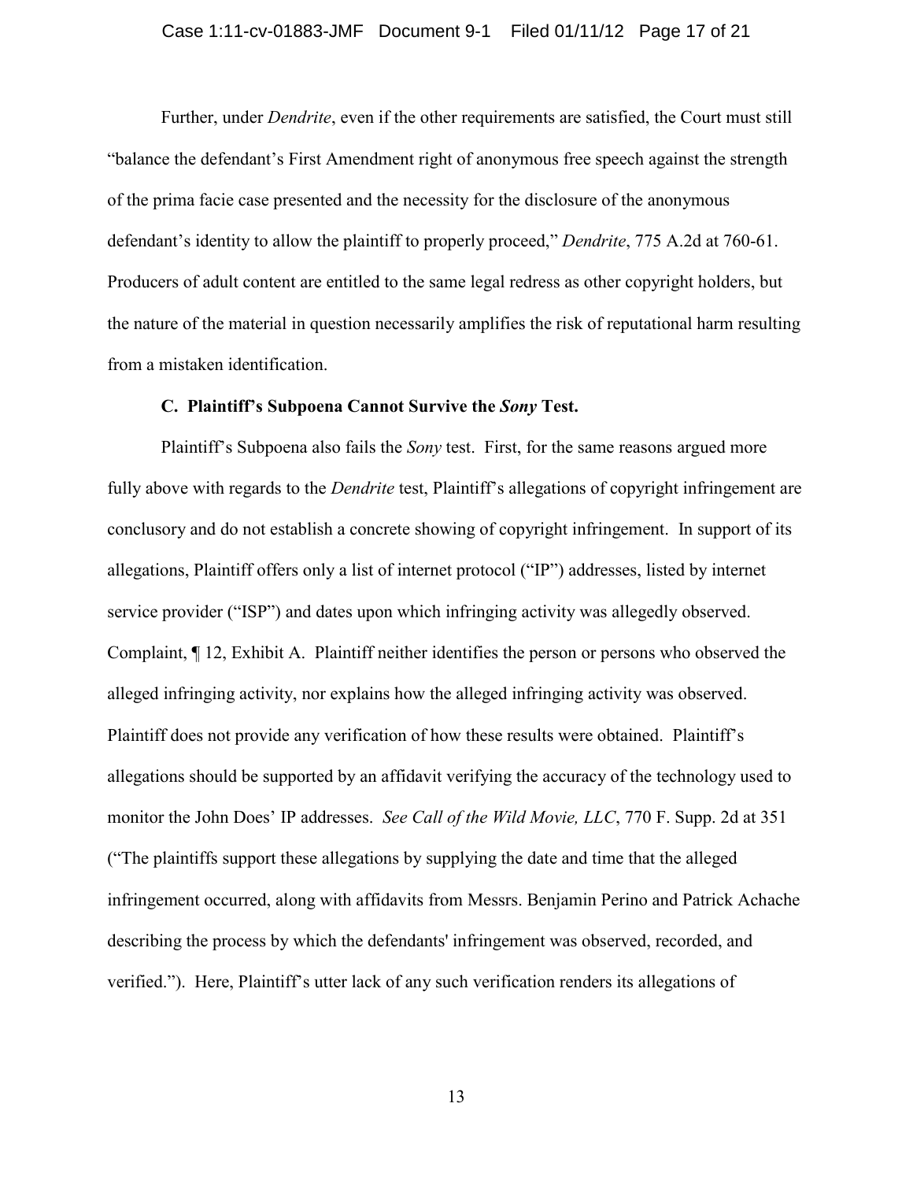Further, under *Dendrite*, even if the other requirements are satisfied, the Court must still "balance the defendant's First Amendment right of anonymous free speech against the strength of the prima facie case presented and the necessity for the disclosure of the anonymous defendant's identity to allow the plaintiff to properly proceed," *Dendrite*, 775 A.2d at 760-61. Producers of adult content are entitled to the same legal redress as other copyright holders, but the nature of the material in question necessarily amplifies the risk of reputational harm resulting from a mistaken identification.

### C. Plaintiff's Subpoena Cannot Survive the *Sony* Test.

Plaintiff's Subpoena also fails the *Sony* test. First, for the same reasons argued more fully above with regards to the *Dendrite* test, Plaintiff's allegations of copyright infringement are conclusory and do not establish a concrete showing of copyright infringement. In support of its allegations, Plaintiff offers only a list of internet protocol ("IP") addresses, listed by internet service provider ("ISP") and dates upon which infringing activity was allegedly observed. Complaint, ¶ 12, Exhibit A. Plaintiff neither identifies the person or persons who observed the alleged infringing activity, nor explains how the alleged infringing activity was observed. Plaintiff does not provide any verification of how these results were obtained. Plaintiff's allegations should be supported by an affidavit verifying the accuracy of the technology used to monitor the John Does' IP addresses. *See Call of the Wild Movie, LLC*, 770 F. Supp. 2d at 351 ("The plaintiffs support these allegations by supplying the date and time that the alleged infringement occurred, along with affidavits from Messrs. Benjamin Perino and Patrick Achache describing the process by which the defendants' infringement was observed, recorded, and verified."). Here, Plaintiff's utter lack of any such verification renders its allegations of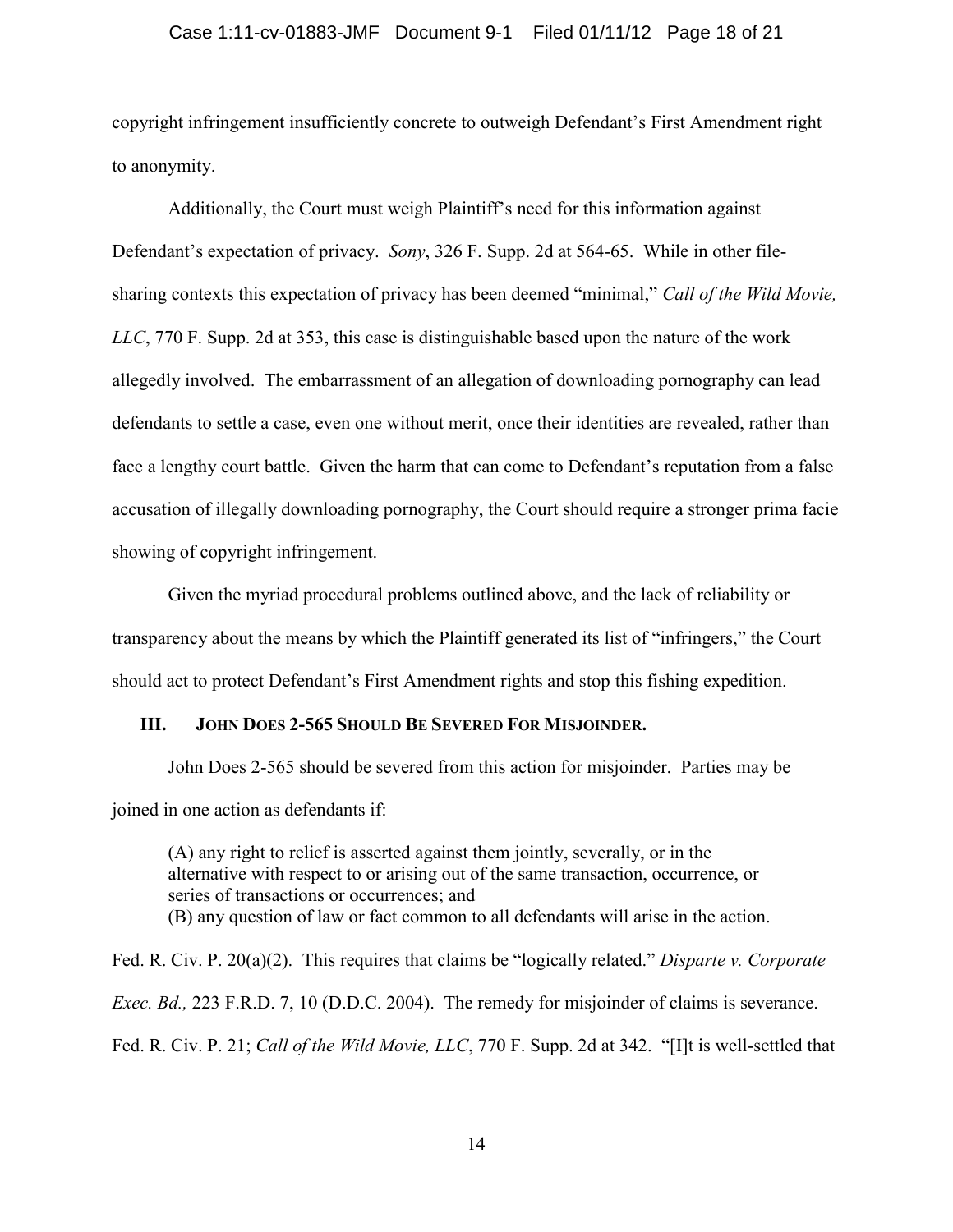copyright infringement insufficiently concrete to outweigh Defendant's First Amendment right to anonymity.

Additionally, the Court must weigh Plaintiff's need for this information against Defendant's expectation of privacy. *Sony*, 326 F. Supp. 2d at 564-65. While in other file-sharing contexts this expectation of privacy has been deemed "minimal," *Call of the Wild Movie, LLC*, 770 F. Supp. 2d at 353, this case is distinguishable based upon the nature of the work allegedly involved. The embarrassment of an allegation of downloading pornography can lead defendants to settle a case, even one without merit, once their identities are revealed, rather than face a lengthy court battle. Given the harm that can come to Defendant's reputation from a false accusation of illegally downloading pornography, the Court should require a stronger prima facie showing of copyright infringement.

Given the myriad procedural problems outlined above, and the lack of reliability or transparency about the means by which the Plaintiff generated its list of "infringers," the Court should act to protect Defendant's First Amendment rights and stop this fishing expedition.

## III. JOHN DOES 2-565 SHOULD BE SEVERED FOR MISJOINDER.

John Does 2-565 should be severed from this action for misjoinder. Parties may be joined in one action as defendants if:

> (A) any right to relief is asserted against them jointly, severally, or in the alternative with respect to or arising out of the same transaction, occurrence, or series of transactions or occurrences; and
> (B) any question of law or fact common to all defendants will arise in the action.

Fed. R. Civ. P. 20(a)(2). This requires that claims be "logically related." *Disparte v. Corporate Exec. Bd.,* 223 F.R.D. 7, 10 (D.D.C. 2004). The remedy for misjoinder of claims is severance. Fed. R. Civ. P. 21; *Call of the Wild Movie, LLC*, 770 F. Supp. 2d at 342. "[I]t is well-settled that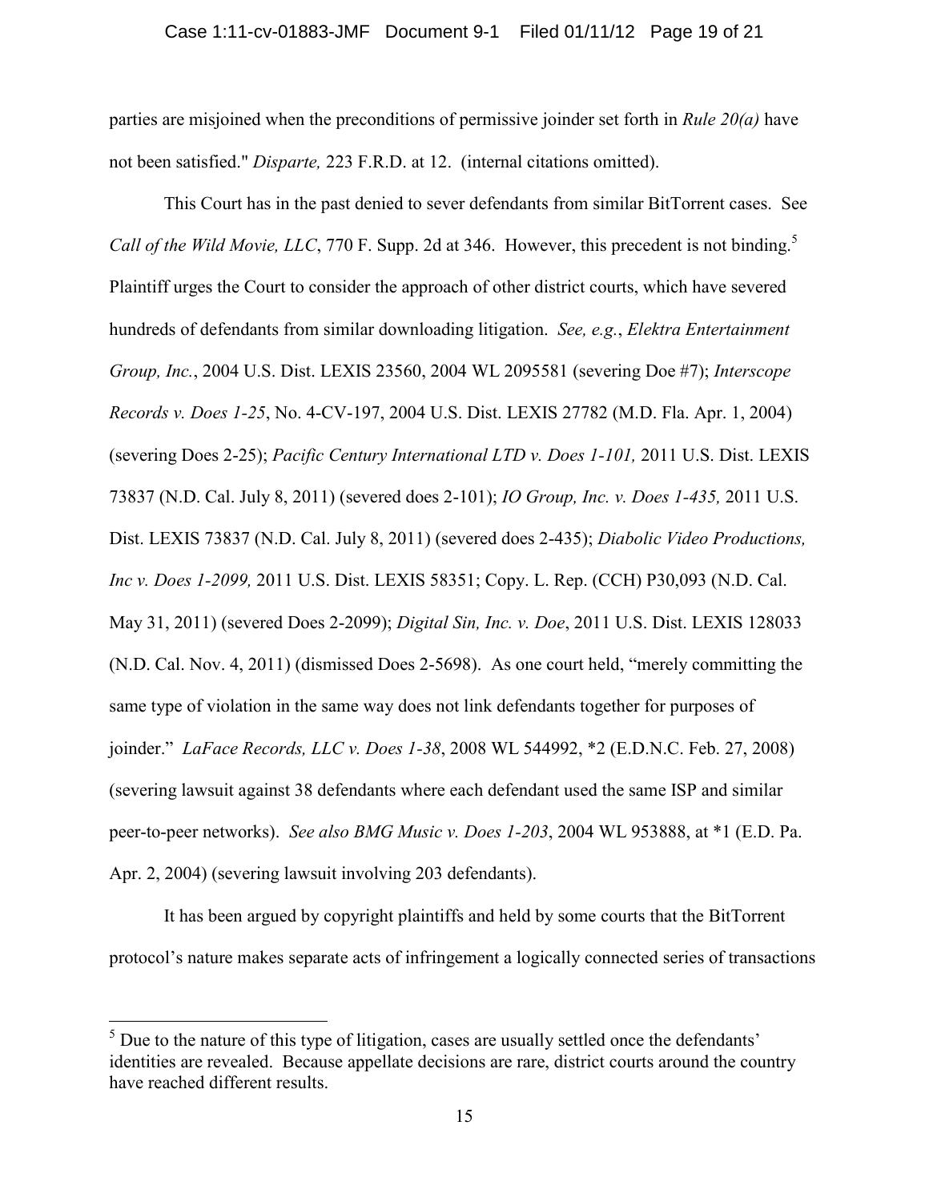parties are misjoined when the preconditions of permissive joinder set forth in *Rule 20(a)* have not been satisfied." *Disparte,* 223 F.R.D. at 12. (internal citations omitted).

This Court has in the past denied to sever defendants from similar BitTorrent cases. See *Call of the Wild Movie, LLC*, 770 F. Supp. 2d at 346. However, this precedent is not binding.[5] Plaintiff urges the Court to consider the approach of other district courts, which have severed hundreds of defendants from similar downloading litigation. *See, e.g.*, *Elektra Entertainment Group, Inc.*, 2004 U.S. Dist. LEXIS 23560, 2004 WL 2095581 (severing Doe #7); *Interscope Records v. Does 1-25*, No. 4-CV-197, 2004 U.S. Dist. LEXIS 27782 (M.D. Fla. Apr. 1, 2004) (severing Does 2-25); *Pacific Century International LTD v. Does 1-101,* 2011 U.S. Dist. LEXIS 73837 (N.D. Cal. July 8, 2011) (severed does 2-101); *IO Group, Inc. v. Does 1-435,* 2011 U.S. Dist. LEXIS 73837 (N.D. Cal. July 8, 2011) (severed does 2-435); *Diabolic Video Productions, Inc v. Does 1-2099,* 2011 U.S. Dist. LEXIS 58351; Copy. L. Rep. (CCH) P30,093 (N.D. Cal. May 31, 2011) (severed Does 2-2099); *Digital Sin, Inc. v. Doe*, 2011 U.S. Dist. LEXIS 128033 (N.D. Cal. Nov. 4, 2011) (dismissed Does 2-5698). As one court held, "merely committing the same type of violation in the same way does not link defendants together for purposes of joinder." *LaFace Records, LLC v. Does 1-38*, 2008 WL 544992, *2 (E.D.N.C. Feb. 27, 2008) (severing lawsuit against 38 defendants where each defendant used the same ISP and similar peer-to-peer networks). *See also BMG Music v. Does 1-203*, 2004 WL 953888, at *1 (E.D. Pa. Apr. 2, 2004) (severing lawsuit involving 203 defendants).

It has been argued by copyright plaintiffs and held by some courts that the BitTorrent protocol's nature makes separate acts of infringement a logically connected series of transactions

[5] Due to the nature of this type of litigation, cases are usually settled once the defendants' identities are revealed. Because appellate decisions are rare, district courts around the country have reached different results.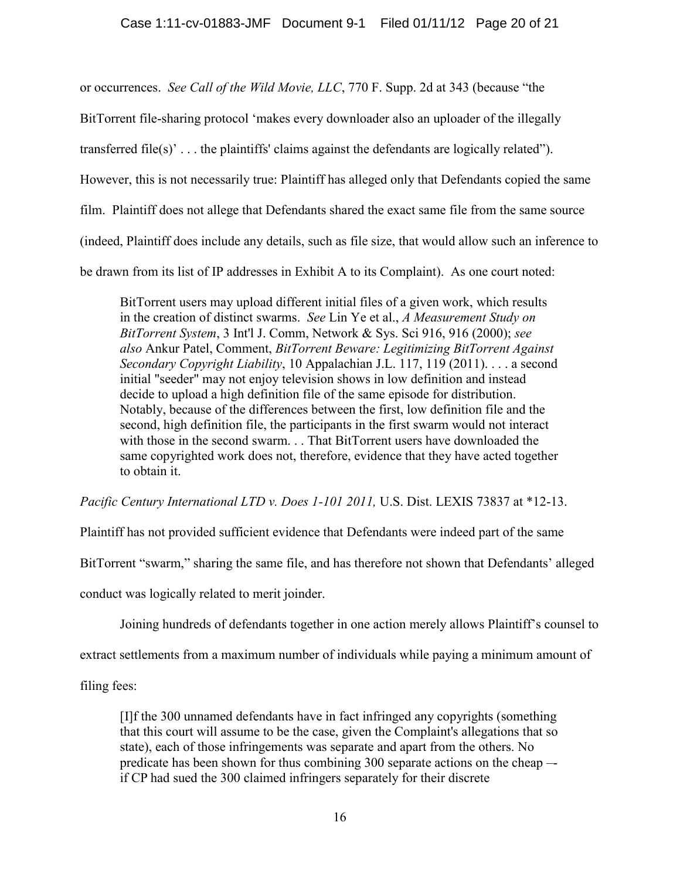or occurrences. *See Call of the Wild Movie, LLC*, 770 F. Supp. 2d at 343 (because "the BitTorrent file-sharing protocol 'makes every downloader also an uploader of the illegally transferred file(s)' . . . the plaintiffs' claims against the defendants are logically related"). However, this is not necessarily true: Plaintiff has alleged only that Defendants copied the same film. Plaintiff does not allege that Defendants shared the exact same file from the same source (indeed, Plaintiff does include any details, such as file size, that would allow such an inference to be drawn from its list of IP addresses in Exhibit A to its Complaint). As one court noted:

> BitTorrent users may upload different initial files of a given work, which results in the creation of distinct swarms. *See* Lin Ye et al., *A Measurement Study on BitTorrent System*, 3 Int'l J. Comm, Network & Sys. Sci 916, 916 (2000); *see also* Ankur Patel, Comment, *BitTorrent Beware: Legitimizing BitTorrent Against Secondary Copyright Liability*, 10 Appalachian J.L. 117, 119 (2011). . . . a second initial "seeder" may not enjoy television shows in low definition and instead decide to upload a high definition file of the same episode for distribution. Notably, because of the differences between the first, low definition file and the second, high definition file, the participants in the first swarm would not interact with those in the second swarm. . . That BitTorrent users have downloaded the same copyrighted work does not, therefore, evidence that they have acted together to obtain it.

*Pacific Century International LTD v. Does 1-101 2011,* U.S. Dist. LEXIS 73837 at *12-13.

Plaintiff has not provided sufficient evidence that Defendants were indeed part of the same BitTorrent "swarm," sharing the same file, and has therefore not shown that Defendants' alleged conduct was logically related to merit joinder.

Joining hundreds of defendants together in one action merely allows Plaintiff's counsel to extract settlements from a maximum number of individuals while paying a minimum amount of filing fees:

> [I]f the 300 unnamed defendants have in fact infringed any copyrights (something that this court will assume to be the case, given the Complaint's allegations that so state), each of those infringements was separate and apart from the others. No predicate has been shown for thus combining 300 separate actions on the cheap –- if CP had sued the 300 claimed infringers separately for their discrete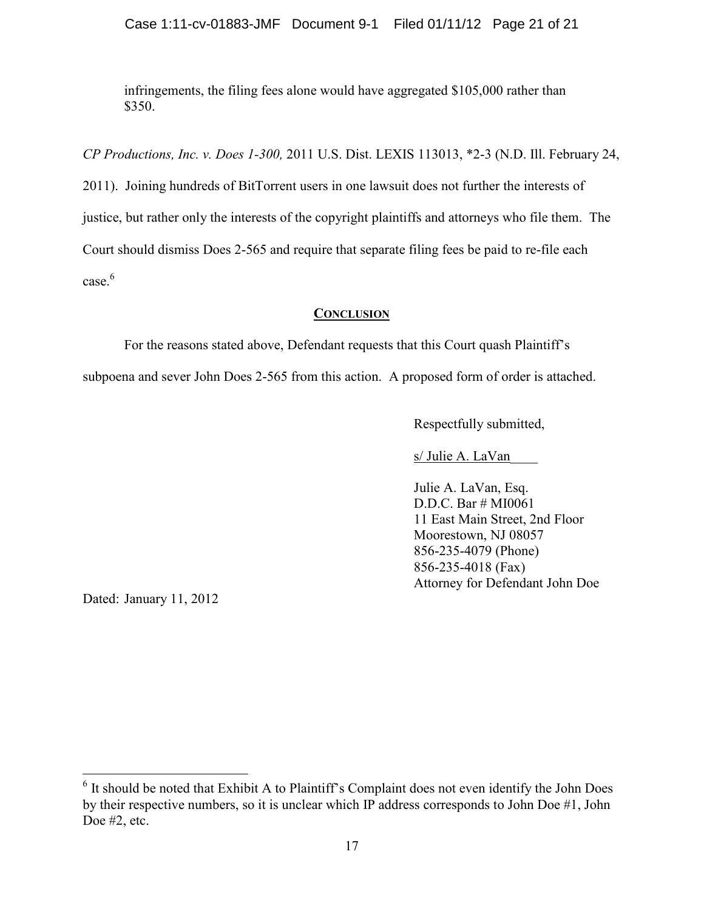> infringements, the filing fees alone would have aggregated $105,000 rather than $350.

*CP Productions, Inc. v. Does 1-300,* 2011 U.S. Dist. LEXIS 113013, *2-3 (N.D. Ill. February 24, 2011). Joining hundreds of BitTorrent users in one lawsuit does not further the interests of justice, but rather only the interests of the copyright plaintiffs and attorneys who file them. The Court should dismiss Does 2-565 and require that separate filing fees be paid to re-file each case.[6]

## **CONCLUSION**

For the reasons stated above, Defendant requests that this Court quash Plaintiff's subpoena and sever John Does 2-565 from this action. A proposed form of order is attached.

Respectfully submitted,

s/ Julie A. LaVan

Julie A. LaVan, Esq.
D.D.C. Bar # MI0061
11 East Main Street, 2nd Floor
Moorestown, NJ 08057
856-235-4079 (Phone)
856-235-4018 (Fax)
Attorney for Defendant John Doe

Dated: January 11, 2012

[6] It should be noted that Exhibit A to Plaintiff's Complaint does not even identify the John Does by their respective numbers, so it is unclear which IP address corresponds to John Doe #1, John Doe #2, etc.